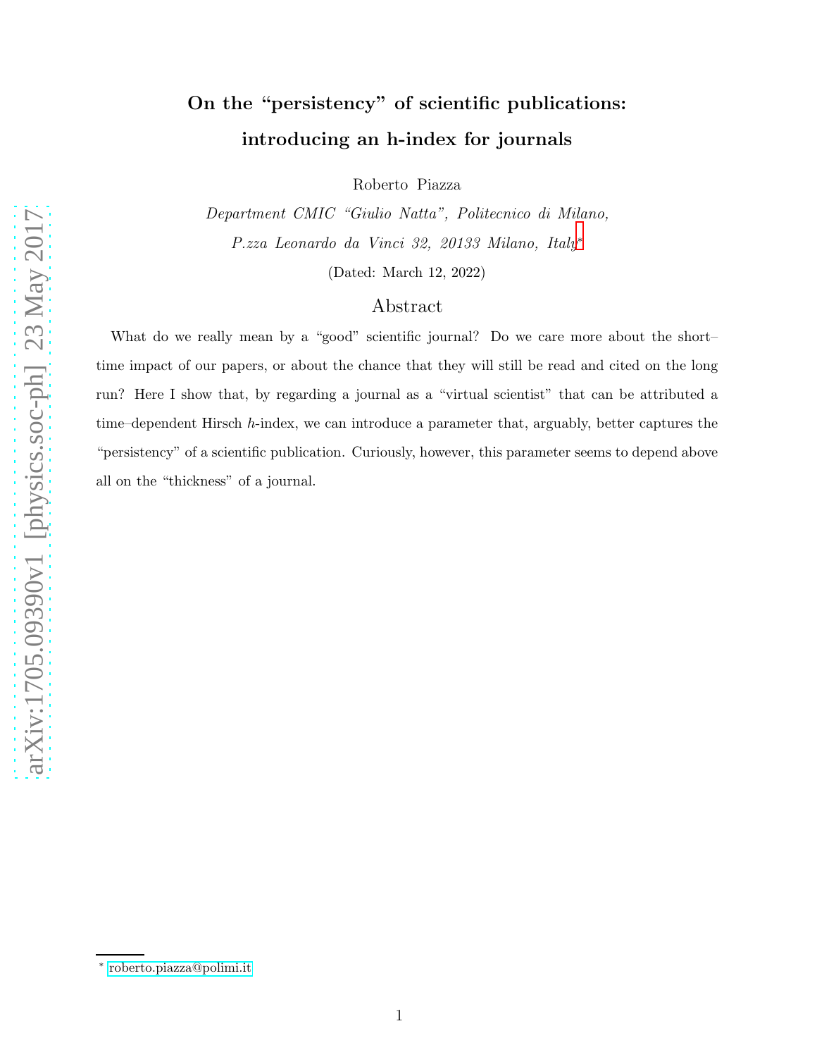# On the “persistency” of scientific publications: introducing an h-index for journals

Roberto Piazza

*Department CMIC “Giulio Natta”, Politecnico di Milano, P.zza Leonardo da Vinci 32, 20133 Milano, Italy*[*]

(Dated: March 12, 2022)

## Abstract

What do we really mean by a “good” scientific journal? Do we care more about the short–time impact of our papers, or about the chance that they will still be read and cited on the long run? Here I show that, by regarding a journal as a “virtual scientist” that can be attributed a time–dependent Hirsch $h$-index, we can introduce a parameter that, arguably, better captures the “persistency” of a scientific publication. Curiously, however, this parameter seems to depend above all on the “thickness” of a journal.

---

[*] roberto.piazza@polimi.it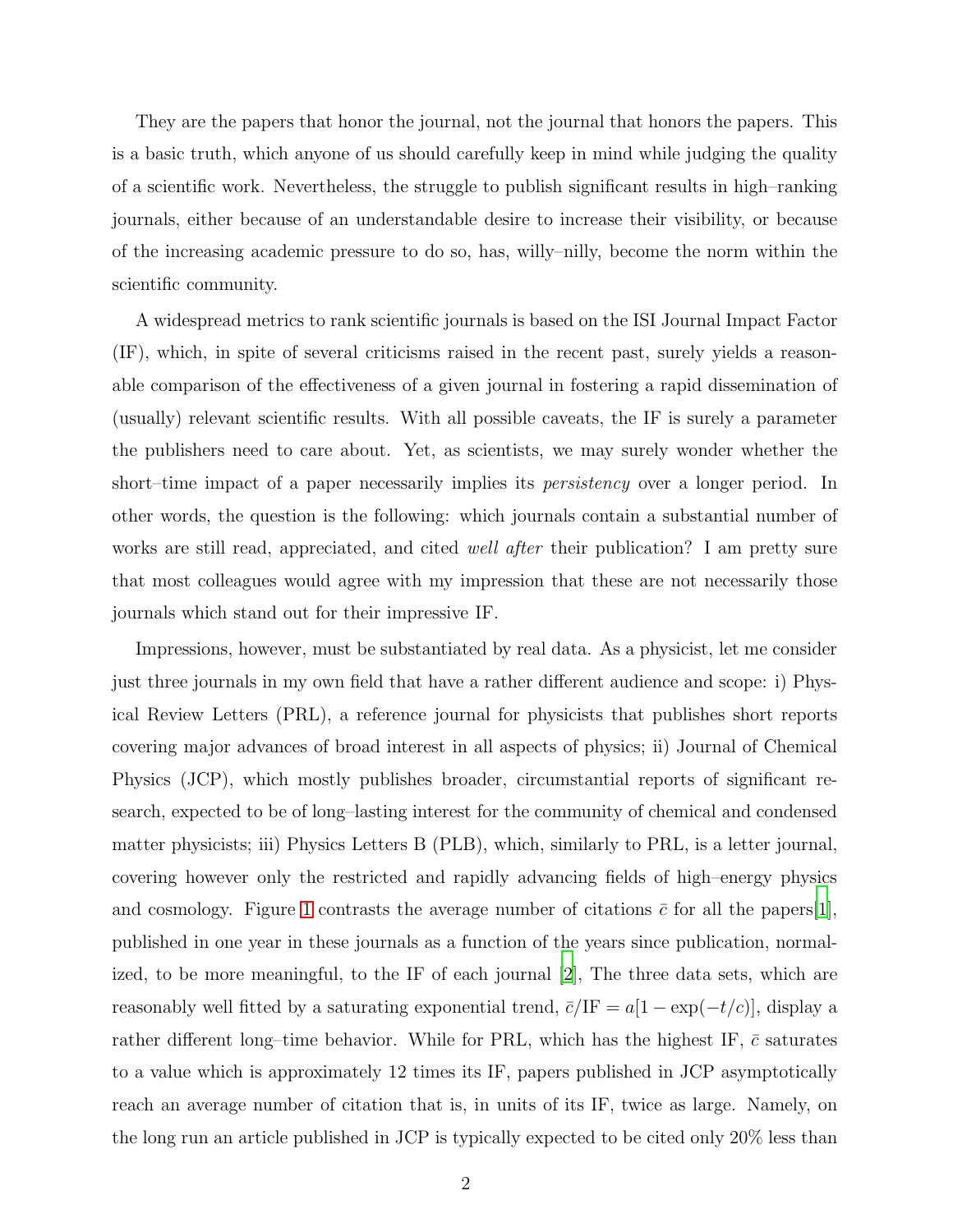They are the papers that honor the journal, not the journal that honors the papers. This is a basic truth, which anyone of us should carefully keep in mind while judging the quality of a scientific work. Nevertheless, the struggle to publish significant results in high–ranking journals, either because of an understandable desire to increase their visibility, or because of the increasing academic pressure to do so, has, willy–nilly, become the norm within the scientific community.

A widespread metrics to rank scientific journals is based on the ISI Journal Impact Factor (IF), which, in spite of several criticisms raised in the recent past, surely yields a reasonable comparison of the effectiveness of a given journal in fostering a rapid dissemination of (usually) relevant scientific results. With all possible caveats, the IF is surely a parameter the publishers need to care about. Yet, as scientists, we may surely wonder whether the short–time impact of a paper necessarily implies its *persistency* over a longer period. In other words, the question is the following: which journals contain a substantial number of works are still read, appreciated, and cited *well after* their publication? I am pretty sure that most colleagues would agree with my impression that these are not necessarily those journals which stand out for their impressive IF.

Impressions, however, must be substantiated by real data. As a physicist, let me consider just three journals in my own field that have a rather different audience and scope: i) Physical Review Letters (PRL), a reference journal for physicists that publishes short reports covering major advances of broad interest in all aspects of physics; ii) Journal of Chemical Physics (JCP), which mostly publishes broader, circumstantial reports of significant research, expected to be of long–lasting interest for the community of chemical and condensed matter physicists; iii) Physics Letters B (PLB), which, similarly to PRL, is a letter journal, covering however only the restricted and rapidly advancing fields of high–energy physics and cosmology. Figure 1 contrasts the average number of citations $\bar{c}$ for all the papers[1], published in one year in these journals as a function of the years since publication, normalized, to be more meaningful, to the IF of each journal [2], The three data sets, which are reasonably well fitted by a saturating exponential trend, $\bar{c}/\mathrm{IF} = a[1 - \exp(-t/c)]$, display a rather different long–time behavior. While for PRL, which has the highest IF, $\bar{c}$ saturates to a value which is approximately 12 times its IF, papers published in JCP asymptotically reach an average number of citation that is, in units of its IF, twice as large. Namely, on the long run an article published in JCP is typically expected to be cited only 20% less than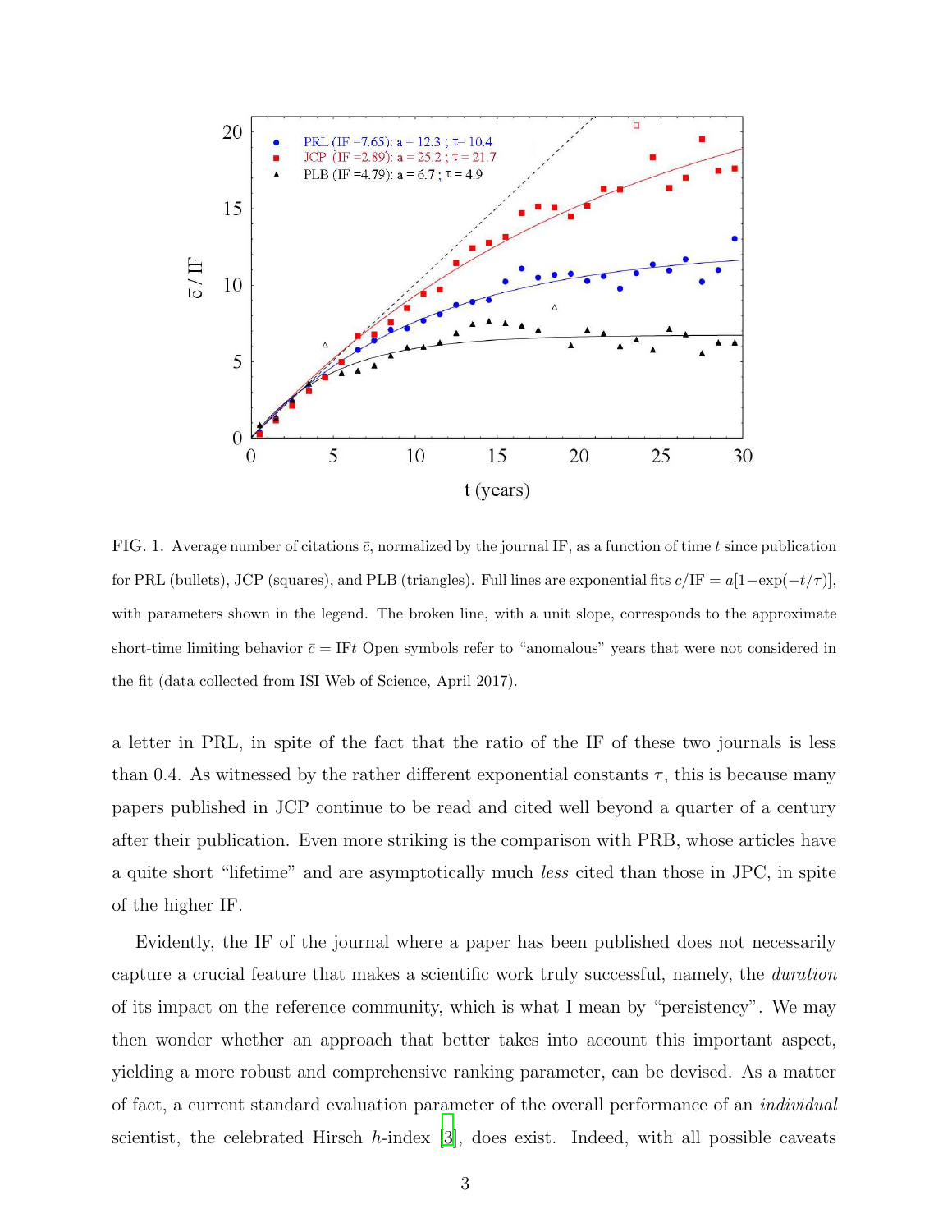FIG. 1. Average number of citations $\bar{c}$, normalized by the journal IF, as a function of time $t$ since publication for PRL (bullets), JCP (squares), and PLB (triangles). Full lines are exponential fits $c/\mathrm{IF} = a[1-\exp(-t/\tau)]$, with parameters shown in the legend. The broken line, with a unit slope, corresponds to the approximate short-time limiting behavior $\bar{c} = \mathrm{IF}t$ Open symbols refer to "anomalous" years that were not considered in the fit (data collected from ISI Web of Science, April 2017).

a letter in PRL, in spite of the fact that the ratio of the IF of these two journals is less than 0.4. As witnessed by the rather different exponential constants $\tau$, this is because many papers published in JCP continue to be read and cited well beyond a quarter of a century after their publication. Even more striking is the comparison with PRB, whose articles have a quite short "lifetime" and are asymptotically much *less* cited than those in JPC, in spite of the higher IF.

Evidently, the IF of the journal where a paper has been published does not necessarily capture a crucial feature that makes a scientific work truly successful, namely, the *duration* of its impact on the reference community, which is what I mean by "persistency". We may then wonder whether an approach that better takes into account this important aspect, yielding a more robust and comprehensive ranking parameter, can be devised. As a matter of fact, a current standard evaluation parameter of the overall performance of an *individual* scientist, the celebrated Hirsch $h$-index [3], does exist. Indeed, with all possible caveats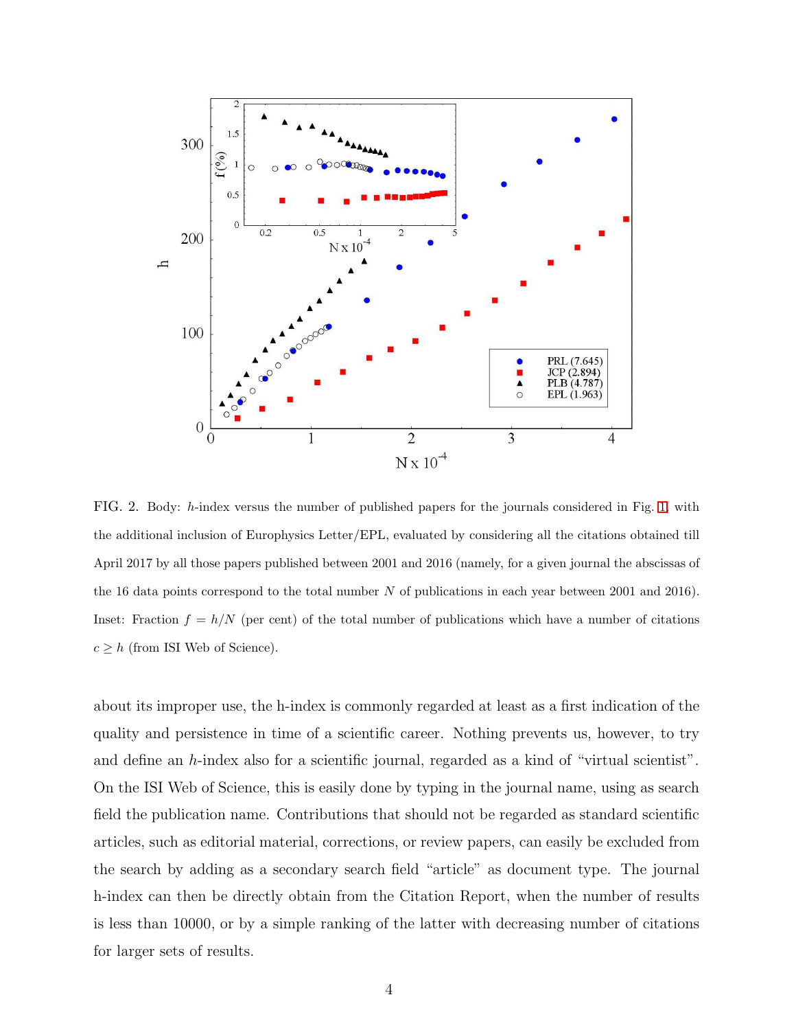FIG. 2. Body: $h$-index versus the number of published papers for the journals considered in Fig. 1, with the additional inclusion of Europhysics Letter/EPL, evaluated by considering all the citations obtained till April 2017 by all those papers published between 2001 and 2016 (namely, for a given journal the abscissas of the 16 data points correspond to the total number $N$ of publications in each year between 2001 and 2016). Inset: Fraction $f = h/N$ (per cent) of the total number of publications which have a number of citations $c \geq h$ (from ISI Web of Science).

about its improper use, the h-index is commonly regarded at least as a first indication of the quality and persistence in time of a scientific career. Nothing prevents us, however, to try and define an $h$-index also for a scientific journal, regarded as a kind of "virtual scientist". On the ISI Web of Science, this is easily done by typing in the journal name, using as search field the publication name. Contributions that should not be regarded as standard scientific articles, such as editorial material, corrections, or review papers, can easily be excluded from the search by adding as a secondary search field "article" as document type. The journal h-index can then be directly obtain from the Citation Report, when the number of results is less than 10000, or by a simple ranking of the latter with decreasing number of citations for larger sets of results.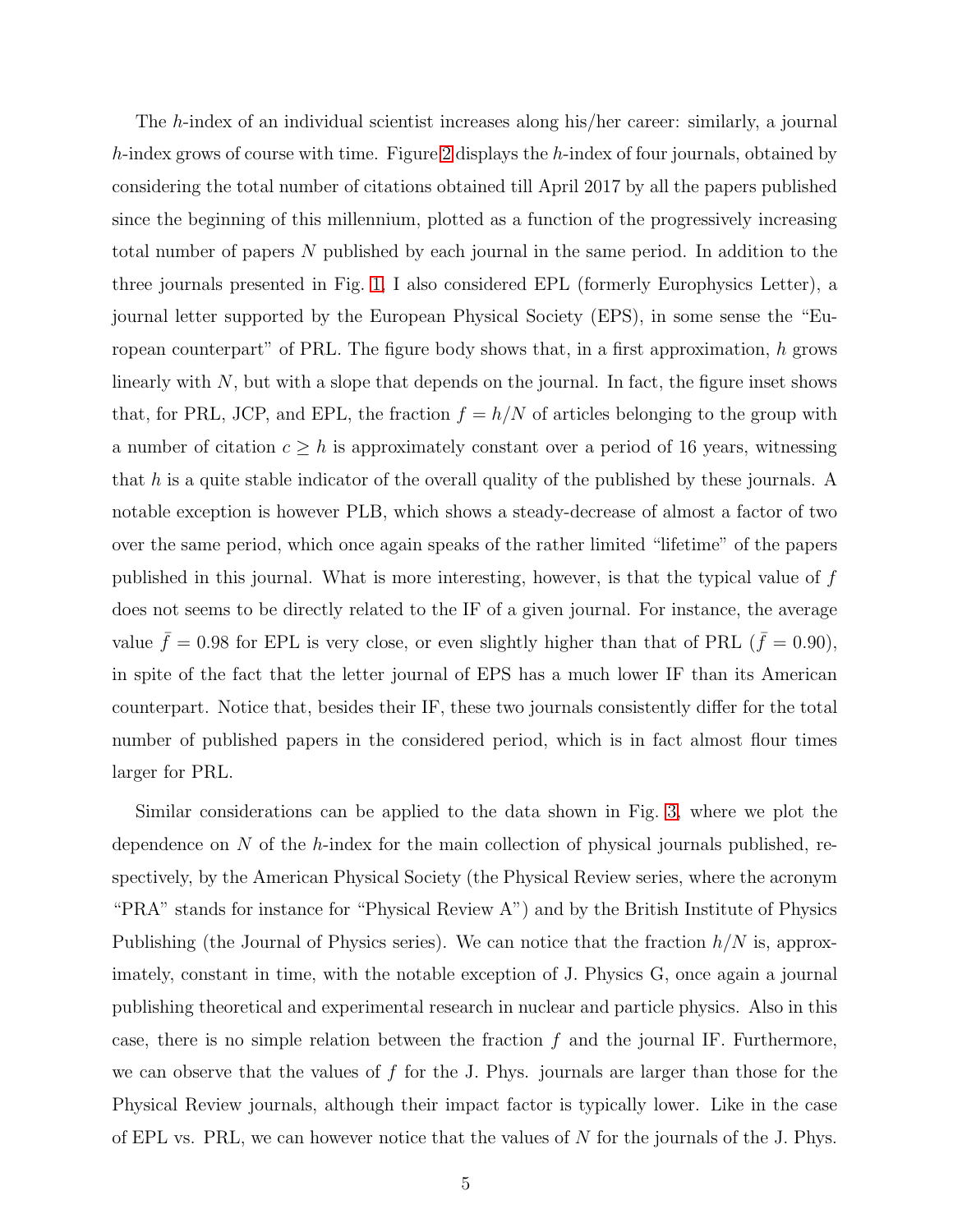The $h$-index of an individual scientist increases along his/her career: similarly, a journal $h$-index grows of course with time. Figure 2 displays the $h$-index of four journals, obtained by considering the total number of citations obtained till April 2017 by all the papers published since the beginning of this millennium, plotted as a function of the progressively increasing total number of papers $N$ published by each journal in the same period. In addition to the three journals presented in Fig. 1, I also considered EPL (formerly Europhysics Letter), a journal letter supported by the European Physical Society (EPS), in some sense the "European counterpart" of PRL. The figure body shows that, in a first approximation, $h$ grows linearly with $N$, but with a slope that depends on the journal. In fact, the figure inset shows that, for PRL, JCP, and EPL, the fraction $f = h/N$ of articles belonging to the group with a number of citation $c \geq h$ is approximately constant over a period of 16 years, witnessing that $h$ is a quite stable indicator of the overall quality of the published by these journals. A notable exception is however PLB, which shows a steady-decrease of almost a factor of two over the same period, which once again speaks of the rather limited "lifetime" of the papers published in this journal. What is more interesting, however, is that the typical value of $f$ does not seems to be directly related to the IF of a given journal. For instance, the average value $\bar{f} = 0.98$ for EPL is very close, or even slightly higher than that of PRL ($\bar{f} = 0.90$), in spite of the fact that the letter journal of EPS has a much lower IF than its American counterpart. Notice that, besides their IF, these two journals consistently differ for the total number of published papers in the considered period, which is in fact almost flour times larger for PRL.

Similar considerations can be applied to the data shown in Fig. 3, where we plot the dependence on $N$ of the $h$-index for the main collection of physical journals published, respectively, by the American Physical Society (the Physical Review series, where the acronym "PRA" stands for instance for "Physical Review A") and by the British Institute of Physics Publishing (the Journal of Physics series). We can notice that the fraction $h/N$ is, approximately, constant in time, with the notable exception of J. Physics G, once again a journal publishing theoretical and experimental research in nuclear and particle physics. Also in this case, there is no simple relation between the fraction $f$ and the journal IF. Furthermore, we can observe that the values of $f$ for the J. Phys. journals are larger than those for the Physical Review journals, although their impact factor is typically lower. Like in the case of EPL vs. PRL, we can however notice that the values of $N$ for the journals of the J. Phys.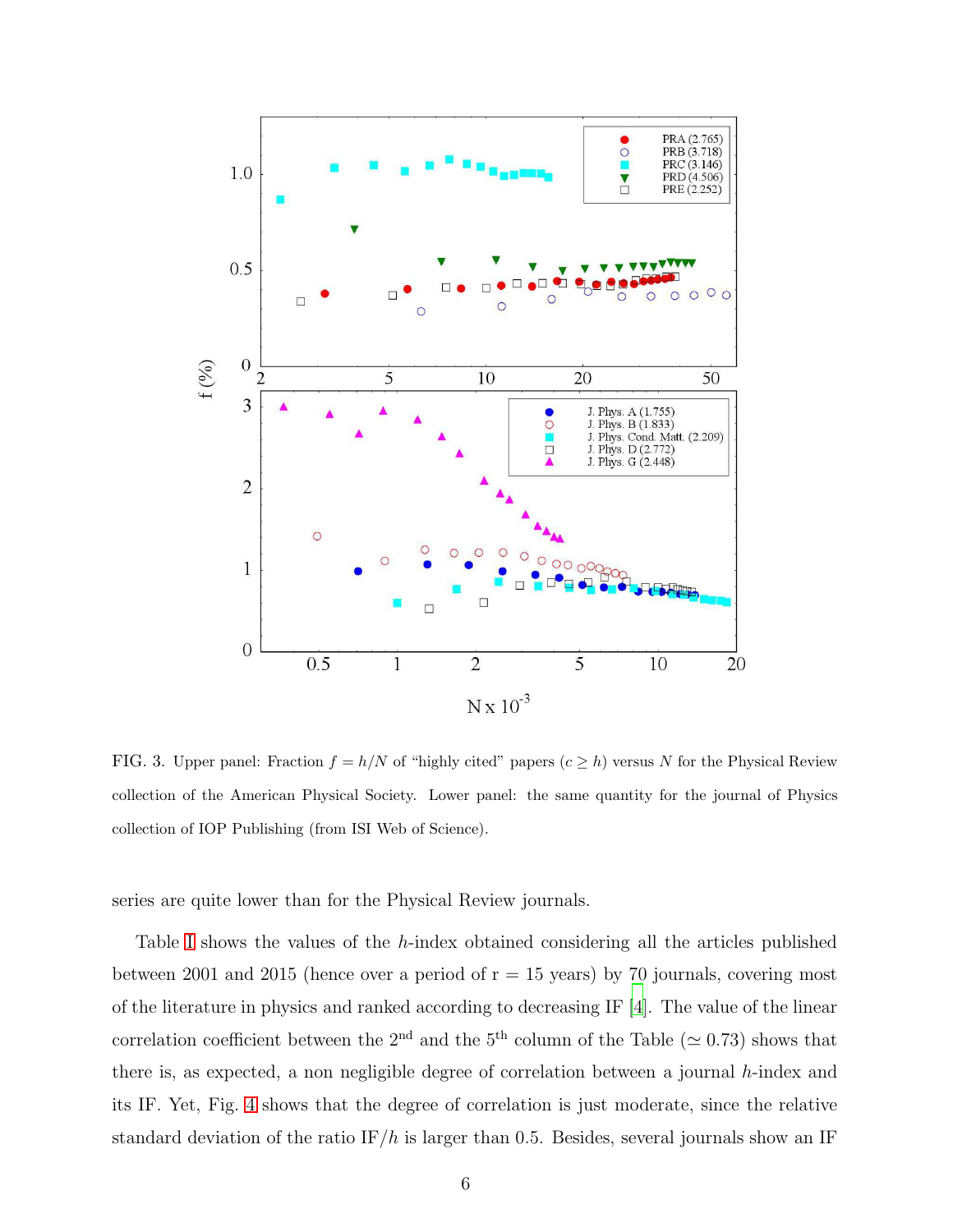FIG. 3. Upper panel: Fraction $f = h/N$ of "highly cited" papers ($c \geq h$) versus $N$ for the Physical Review collection of the American Physical Society. Lower panel: the same quantity for the journal of Physics collection of IOP Publishing (from ISI Web of Science).

series are quite lower than for the Physical Review journals.

Table I shows the values of the $h$-index obtained considering all the articles published between 2001 and 2015 (hence over a period of r = 15 years) by 70 journals, covering most of the literature in physics and ranked according to decreasing IF [4]. The value of the linear correlation coefficient between the 2[nd] and the 5[th] column of the Table ($\simeq 0.73$) shows that there is, as expected, a non negligible degree of correlation between a journal $h$-index and its IF. Yet, Fig. 4 shows that the degree of correlation is just moderate, since the relative standard deviation of the ratio IF/$h$ is larger than 0.5. Besides, several journals show an IF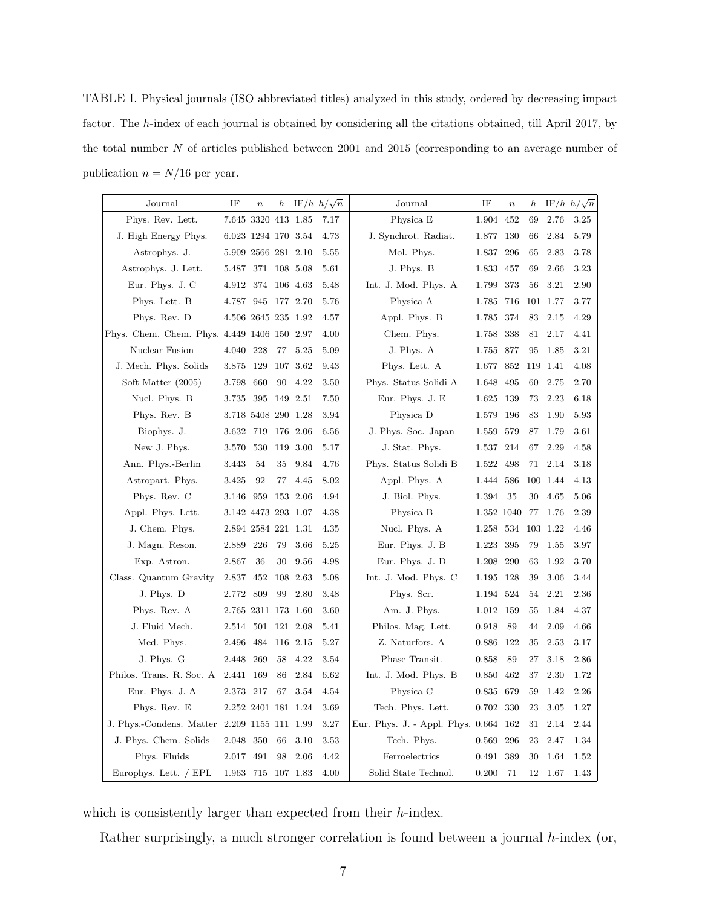TABLE I. Physical journals (ISO abbreviated titles) analyzed in this study, ordered by decreasing impact factor. The $h$-index of each journal is obtained by considering all the citations obtained, till April 2017, by the total number $N$ of articles published between 2001 and 2015 (corresponding to an average number of publication $n = N/16$ per year.

| Journal | IF | $n$ | $h$ | IF/$h$ | $h/\sqrt{n}$ | Journal | IF | $n$ | $h$ | IF/$h$ | $h/\sqrt{n}$ |
|---|---|---|---|---|---|---|---|---|---|---|---|
| Phys. Rev. Lett. | 7.645 | 3320 | 413 | 1.85 | 7.17 | Physica E | 1.904 | 452 | 69 | 2.76 | 3.25 |
| J. High Energy Phys. | 6.023 | 1294 | 170 | 3.54 | 4.73 | J. Synchrot. Radiat. | 1.877 | 130 | 66 | 2.84 | 5.79 |
| Astrophys. J. | 5.909 | 2566 | 281 | 2.10 | 5.55 | Mol. Phys. | 1.837 | 296 | 65 | 2.83 | 3.78 |
| Astrophys. J. Lett. | 5.487 | 371 | 108 | 5.08 | 5.61 | J. Phys. B | 1.833 | 457 | 69 | 2.66 | 3.23 |
| Eur. Phys. J. C | 4.912 | 374 | 106 | 4.63 | 5.48 | Int. J. Mod. Phys. A | 1.799 | 373 | 56 | 3.21 | 2.90 |
| Phys. Lett. B | 4.787 | 945 | 177 | 2.70 | 5.76 | Physica A | 1.785 | 716 | 101 | 1.77 | 3.77 |
| Phys. Rev. D | 4.506 | 2645 | 235 | 1.92 | 4.57 | Appl. Phys. B | 1.785 | 374 | 83 | 2.15 | 4.29 |
| Phys. Chem. Chem. Phys. | 4.449 | 1406 | 150 | 2.97 | 4.00 | Chem. Phys. | 1.758 | 338 | 81 | 2.17 | 4.41 |
| Nuclear Fusion | 4.040 | 228 | 77 | 5.25 | 5.09 | J. Phys. A | 1.755 | 877 | 95 | 1.85 | 3.21 |
| J. Mech. Phys. Solids | 3.875 | 129 | 107 | 3.62 | 9.43 | Phys. Lett. A | 1.677 | 852 | 119 | 1.41 | 4.08 |
| Soft Matter (2005) | 3.798 | 660 | 90 | 4.22 | 3.50 | Phys. Status Solidi A | 1.648 | 495 | 60 | 2.75 | 2.70 |
| Nucl. Phys. B | 3.735 | 395 | 149 | 2.51 | 7.50 | Eur. Phys. J. E | 1.625 | 139 | 73 | 2.23 | 6.18 |
| Phys. Rev. B | 3.718 | 5408 | 290 | 1.28 | 3.94 | Physica D | 1.579 | 196 | 83 | 1.90 | 5.93 |
| Biophys. J. | 3.632 | 719 | 176 | 2.06 | 6.56 | J. Phys. Soc. Japan | 1.559 | 579 | 87 | 1.79 | 3.61 |
| New J. Phys. | 3.570 | 530 | 119 | 3.00 | 5.17 | J. Stat. Phys. | 1.537 | 214 | 67 | 2.29 | 4.58 |
| Ann. Phys.-Berlin | 3.443 | 54 | 35 | 9.84 | 4.76 | Phys. Status Solidi B | 1.522 | 498 | 71 | 2.14 | 3.18 |
| Astropart. Phys. | 3.425 | 92 | 77 | 4.45 | 8.02 | Appl. Phys. A | 1.444 | 586 | 100 | 1.44 | 4.13 |
| Phys. Rev. C | 3.146 | 959 | 153 | 2.06 | 4.94 | J. Biol. Phys. | 1.394 | 35 | 30 | 4.65 | 5.06 |
| Appl. Phys. Lett. | 3.142 | 4473 | 293 | 1.07 | 4.38 | Physica B | 1.352 | 1040 | 77 | 1.76 | 2.39 |
| J. Chem. Phys. | 2.894 | 2584 | 221 | 1.31 | 4.35 | Nucl. Phys. A | 1.258 | 534 | 103 | 1.22 | 4.46 |
| J. Magn. Reson. | 2.889 | 226 | 79 | 3.66 | 5.25 | Eur. Phys. J. B | 1.223 | 395 | 79 | 1.55 | 3.97 |
| Exp. Astron. | 2.867 | 36 | 30 | 9.56 | 4.98 | Eur. Phys. J. D | 1.208 | 290 | 63 | 1.92 | 3.70 |
| Class. Quantum Gravity | 2.837 | 452 | 108 | 2.63 | 5.08 | Int. J. Mod. Phys. C | 1.195 | 128 | 39 | 3.06 | 3.44 |
| J. Phys. D | 2.772 | 809 | 99 | 2.80 | 3.48 | Phys. Scr. | 1.194 | 524 | 54 | 2.21 | 2.36 |
| Phys. Rev. A | 2.765 | 2311 | 173 | 1.60 | 3.60 | Am. J. Phys. | 1.012 | 159 | 55 | 1.84 | 4.37 |
| J. Fluid Mech. | 2.514 | 501 | 121 | 2.08 | 5.41 | Philos. Mag. Lett. | 0.918 | 89 | 44 | 2.09 | 4.66 |
| Med. Phys. | 2.496 | 484 | 116 | 2.15 | 5.27 | Z. Naturfors. A | 0.886 | 122 | 35 | 2.53 | 3.17 |
| J. Phys. G | 2.448 | 269 | 58 | 4.22 | 3.54 | Phase Transit. | 0.858 | 89 | 27 | 3.18 | 2.86 |
| Philos. Trans. R. Soc. A | 2.441 | 169 | 86 | 2.84 | 6.62 | Int. J. Mod. Phys. B | 0.850 | 462 | 37 | 2.30 | 1.72 |
| Eur. Phys. J. A | 2.373 | 217 | 67 | 3.54 | 4.54 | Physica C | 0.835 | 679 | 59 | 1.42 | 2.26 |
| Phys. Rev. E | 2.252 | 2401 | 181 | 1.24 | 3.69 | Tech. Phys. Lett. | 0.702 | 330 | 23 | 3.05 | 1.27 |
| J. Phys.-Condens. Matter | 2.209 | 1155 | 111 | 1.99 | 3.27 | Eur. Phys. J. - Appl. Phys. | 0.664 | 162 | 31 | 2.14 | 2.44 |
| J. Phys. Chem. Solids | 2.048 | 350 | 66 | 3.10 | 3.53 | Tech. Phys. | 0.569 | 296 | 23 | 2.47 | 1.34 |
| Phys. Fluids | 2.017 | 491 | 98 | 2.06 | 4.42 | Ferroelectrics | 0.491 | 389 | 30 | 1.64 | 1.52 |
| Europhys. Lett. / EPL | 1.963 | 715 | 107 | 1.83 | 4.00 | Solid State Technol. | 0.200 | 71 | 12 | 1.67 | 1.43 |

which is consistently larger than expected from their $h$-index.

Rather surprisingly, a much stronger correlation is found between a journal $h$-index (or,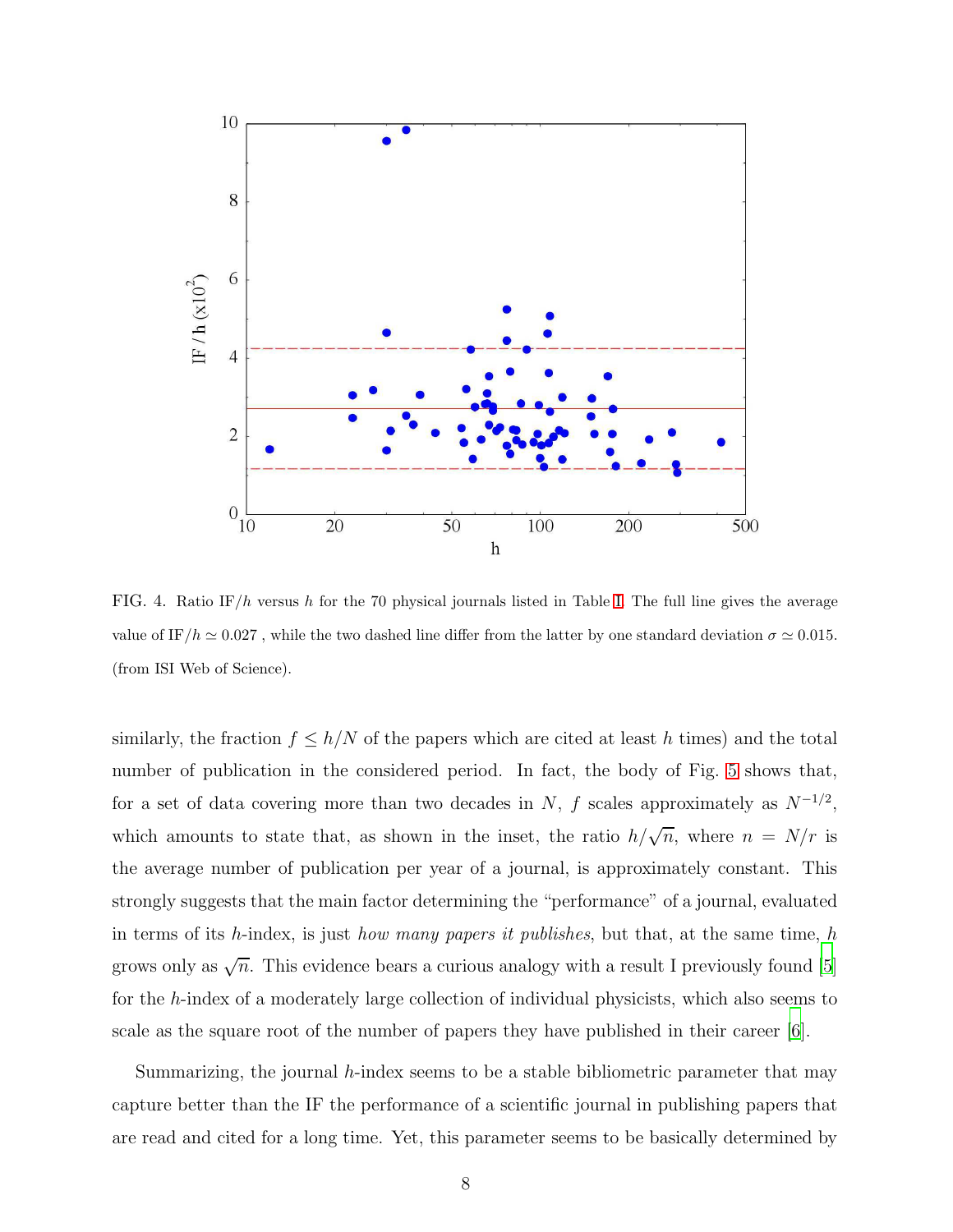FIG. 4. Ratio IF/$h$ versus $h$ for the 70 physical journals listed in Table I. The full line gives the average value of IF/$h \simeq 0.027$ , while the two dashed line differ from the latter by one standard deviation $\sigma \simeq 0.015$. (from ISI Web of Science).

similarly, the fraction $f \leq h/N$ of the papers which are cited at least $h$ times) and the total number of publication in the considered period. In fact, the body of Fig. 5 shows that, for a set of data covering more than two decades in $N$, $f$ scales approximately as $N^{-1/2}$, which amounts to state that, as shown in the inset, the ratio $h/\sqrt{n}$, where $n = N/r$ is the average number of publication per year of a journal, is approximately constant. This strongly suggests that the main factor determining the "performance" of a journal, evaluated in terms of its $h$-index, is just *how many papers it publishes*, but that, at the same time, $h$ grows only as $\sqrt{n}$. This evidence bears a curious analogy with a result I previously found [5] for the $h$-index of a moderately large collection of individual physicists, which also seems to scale as the square root of the number of papers they have published in their career [6].

Summarizing, the journal $h$-index seems to be a stable bibliometric parameter that may capture better than the IF the performance of a scientific journal in publishing papers that are read and cited for a long time. Yet, this parameter seems to be basically determined by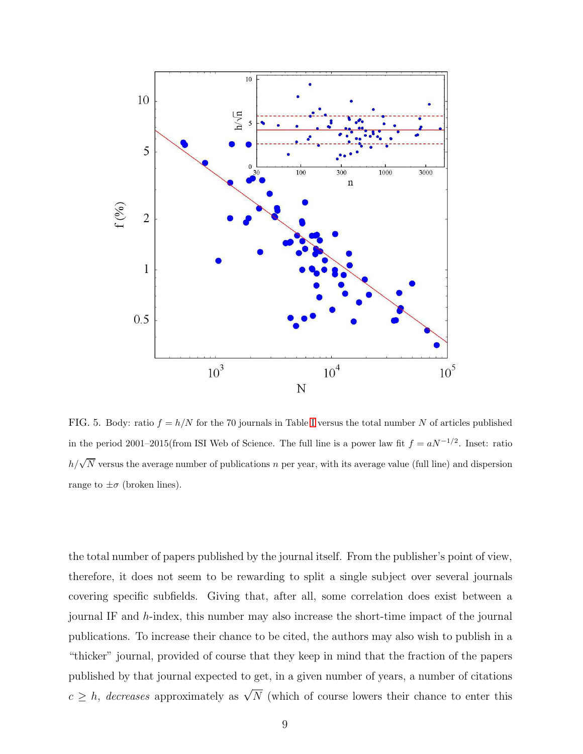FIG. 5. Body: ratio $f = h/N$ for the 70 journals in Table I versus the total number $N$ of articles published in the period 2001–2015(from ISI Web of Science. The full line is a power law fit $f = aN^{-1/2}$. Inset: ratio $h/\sqrt{N}$ versus the average number of publications $n$ per year, with its average value (full line) and dispersion range to $\pm\sigma$ (broken lines).

the total number of papers published by the journal itself. From the publisher's point of view, therefore, it does not seem to be rewarding to split a single subject over several journals covering specific subfields. Giving that, after all, some correlation does exist between a journal IF and $h$-index, this number may also increase the short-time impact of the journal publications. To increase their chance to be cited, the authors may also wish to publish in a "thicker" journal, provided of course that they keep in mind that the fraction of the papers published by that journal expected to get, in a given number of years, a number of citations $c \geq h$, *decreases* approximately as $\sqrt{N}$ (which of course lowers their chance to enter this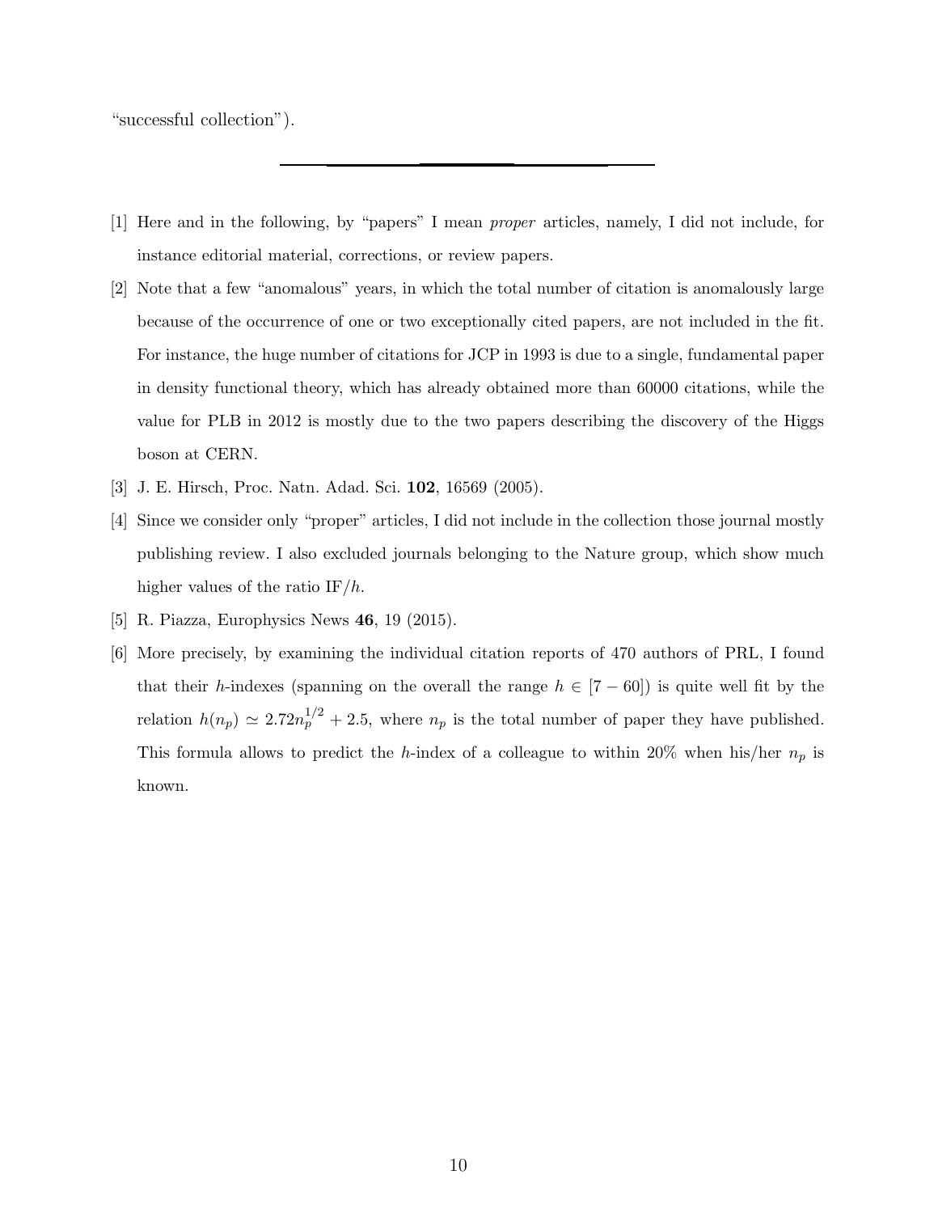"successful collection").

---

[1] Here and in the following, by "papers" I mean *proper* articles, namely, I did not include, for instance editorial material, corrections, or review papers.

[2] Note that a few "anomalous" years, in which the total number of citation is anomalously large because of the occurrence of one or two exceptionally cited papers, are not included in the fit. For instance, the huge number of citations for JCP in 1993 is due to a single, fundamental paper in density functional theory, which has already obtained more than 60000 citations, while the value for PLB in 2012 is mostly due to the two papers describing the discovery of the Higgs boson at CERN.

[3] J. E. Hirsch, Proc. Natn. Adad. Sci. **102**, 16569 (2005).

[4] Since we consider only "proper" articles, I did not include in the collection those journal mostly publishing review. I also excluded journals belonging to the Nature group, which show much higher values of the ratio IF/$h$.

[5] R. Piazza, Europhysics News **46**, 19 (2015).

[6] More precisely, by examining the individual citation reports of 470 authors of PRL, I found that their $h$-indexes (spanning on the overall the range $h \in [7 - 60]$) is quite well fit by the relation $h(n_p) \simeq 2.72 n_p^{1/2} + 2.5$, where $n_p$ is the total number of paper they have published. This formula allows to predict the $h$-index of a colleague to within 20% when his/her $n_p$ is known.